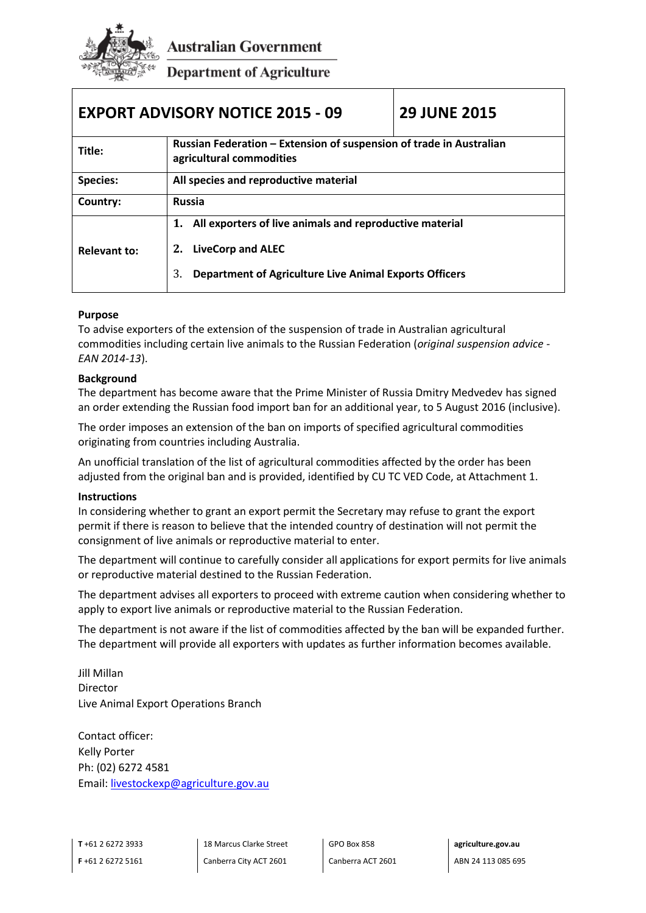Australian Government

Department of Agriculture

| EXPORT ADVISORY NOTICE 2015 - 09 | 29 JUNE 2015 |
| --- | --- |
| **Title:** | **Russian Federation – Extension of suspension of trade in Australian agricultural commodities** |
| **Species:** | **All species and reproductive material** |
| **Country:** | **Russia** |
| **Relevant to:** | **1. All exporters of live animals and reproductive material**<br>**2. LiveCorp and ALEC**<br>**3. Department of Agriculture Live Animal Exports Officers** |

**Purpose**

To advise exporters of the extension of the suspension of trade in Australian agricultural commodities including certain live animals to the Russian Federation (*original suspension advice - EAN 2014-13*).

**Background**

The department has become aware that the Prime Minister of Russia Dmitry Medvedev has signed an order extending the Russian food import ban for an additional year, to 5 August 2016 (inclusive).

The order imposes an extension of the ban on imports of specified agricultural commodities originating from countries including Australia.

An unofficial translation of the list of agricultural commodities affected by the order has been adjusted from the original ban and is provided, identified by CU TC VED Code, at Attachment 1.

**Instructions**

In considering whether to grant an export permit the Secretary may refuse to grant the export permit if there is reason to believe that the intended country of destination will not permit the consignment of live animals or reproductive material to enter.

The department will continue to carefully consider all applications for export permits for live animals or reproductive material destined to the Russian Federation.

The department advises all exporters to proceed with extreme caution when considering whether to apply to export live animals or reproductive material to the Russian Federation.

The department is not aware if the list of commodities affected by the ban will be expanded further. The department will provide all exporters with updates as further information becomes available.

Jill Millan
Director
Live Animal Export Operations Branch

Contact officer:
Kelly Porter
Ph: (02) 6272 4581
Email: livestockexp@agriculture.gov.au

**T** +61 2 6272 3933
**F** +61 2 6272 5161

18 Marcus Clarke Street
Canberra City ACT 2601

GPO Box 858
Canberra ACT 2601

**agriculture.gov.au**
ABN 24 113 085 695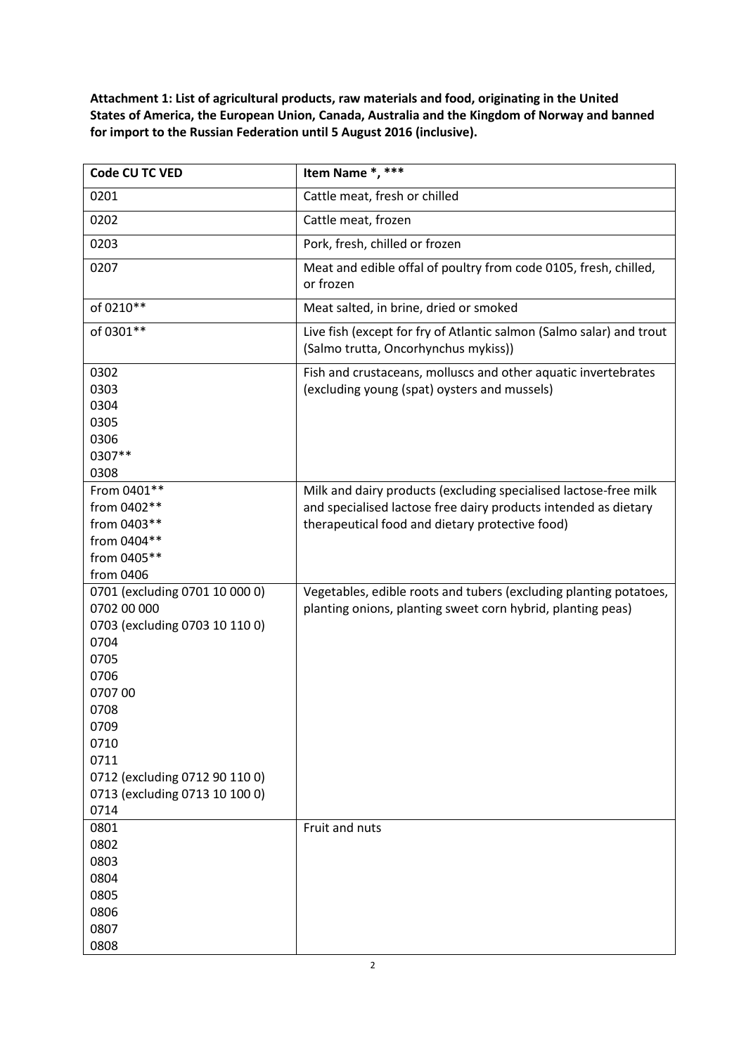**Attachment 1: List of agricultural products, raw materials and food, originating in the United States of America, the European Union, Canada, Australia and the Kingdom of Norway and banned for import to the Russian Federation until 5 August 2016 (inclusive).**

| Code CU TC VED | Item Name *, *** |
|---|---|
| 0201 | Cattle meat, fresh or chilled |
| 0202 | Cattle meat, frozen |
| 0203 | Pork, fresh, chilled or frozen |
| 0207 | Meat and edible offal of poultry from code 0105, fresh, chilled, or frozen |
| of 0210** | Meat salted, in brine, dried or smoked |
| of 0301** | Live fish (except for fry of Atlantic salmon (Salmo salar) and trout (Salmo trutta, Oncorhynchus mykiss)) |
| 0302<br>0303<br>0304<br>0305<br>0306<br>0307**<br>0308 | Fish and crustaceans, molluscs and other aquatic invertebrates (excluding young (spat) oysters and mussels) |
| From 0401**<br>from 0402**<br>from 0403**<br>from 0404**<br>from 0405**<br>from 0406 | Milk and dairy products (excluding specialised lactose-free milk and specialised lactose free dairy products intended as dietary therapeutical food and dietary protective food) |
| 0701 (excluding 0701 10 000 0)<br>0702 00 000<br>0703 (excluding 0703 10 110 0)<br>0704<br>0705<br>0706<br>0707 00<br>0708<br>0709<br>0710<br>0711<br>0712 (excluding 0712 90 110 0)<br>0713 (excluding 0713 10 100 0)<br>0714 | Vegetables, edible roots and tubers (excluding planting potatoes, planting onions, planting sweet corn hybrid, planting peas) |
| 0801<br>0802<br>0803<br>0804<br>0805<br>0806<br>0807<br>0808 | Fruit and nuts |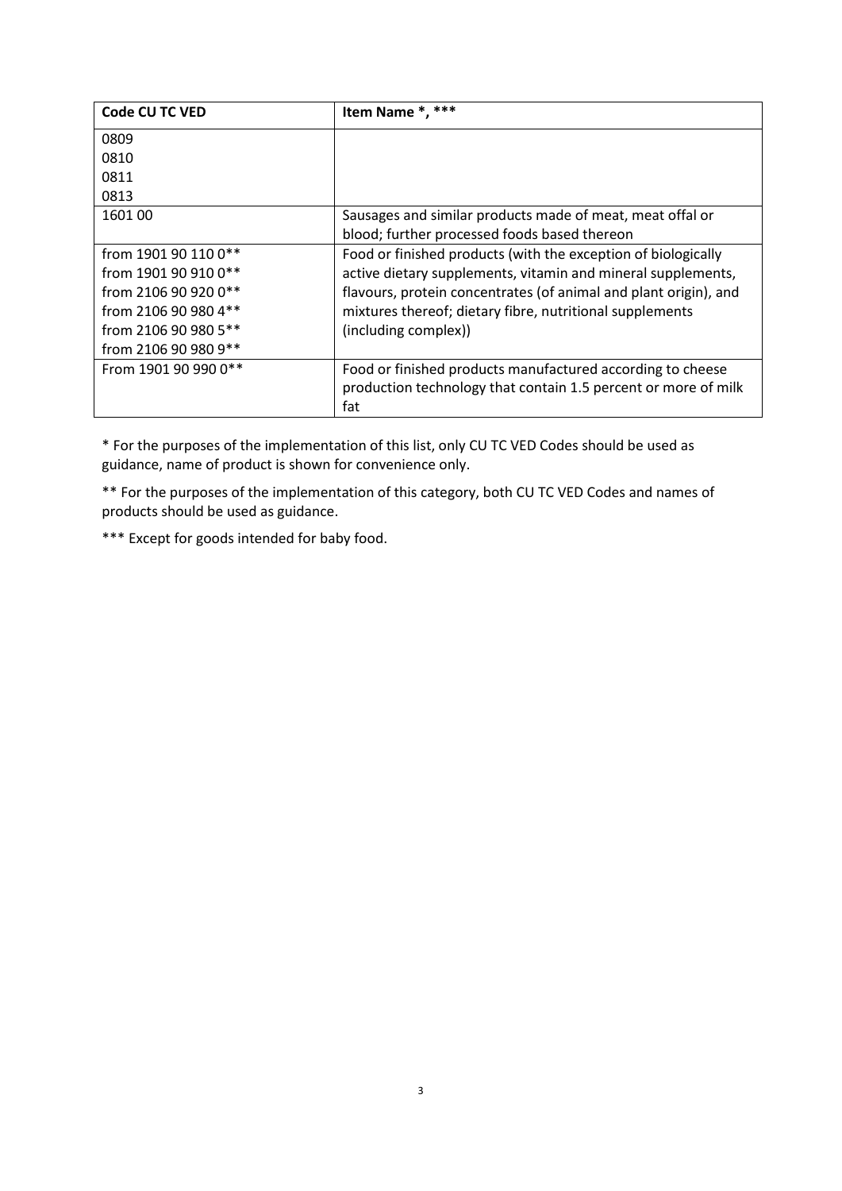| Code CU TC VED | Item Name *, *** |
| --- | --- |
| 0809<br>0810<br>0811<br>0813 | |
| 1601 00 | Sausages and similar products made of meat, meat offal or blood; further processed foods based thereon |
| from 1901 90 110 0**<br>from 1901 90 910 0**<br>from 2106 90 920 0**<br>from 2106 90 980 4**<br>from 2106 90 980 5**<br>from 2106 90 980 9** | Food or finished products (with the exception of biologically active dietary supplements, vitamin and mineral supplements, flavours, protein concentrates (of animal and plant origin), and mixtures thereof; dietary fibre, nutritional supplements (including complex)) |
| From 1901 90 990 0** | Food or finished products manufactured according to cheese production technology that contain 1.5 percent or more of milk fat |

* For the purposes of the implementation of this list, only CU TC VED Codes should be used as guidance, name of product is shown for convenience only.

** For the purposes of the implementation of this category, both CU TC VED Codes and names of products should be used as guidance.

*** Except for goods intended for baby food.